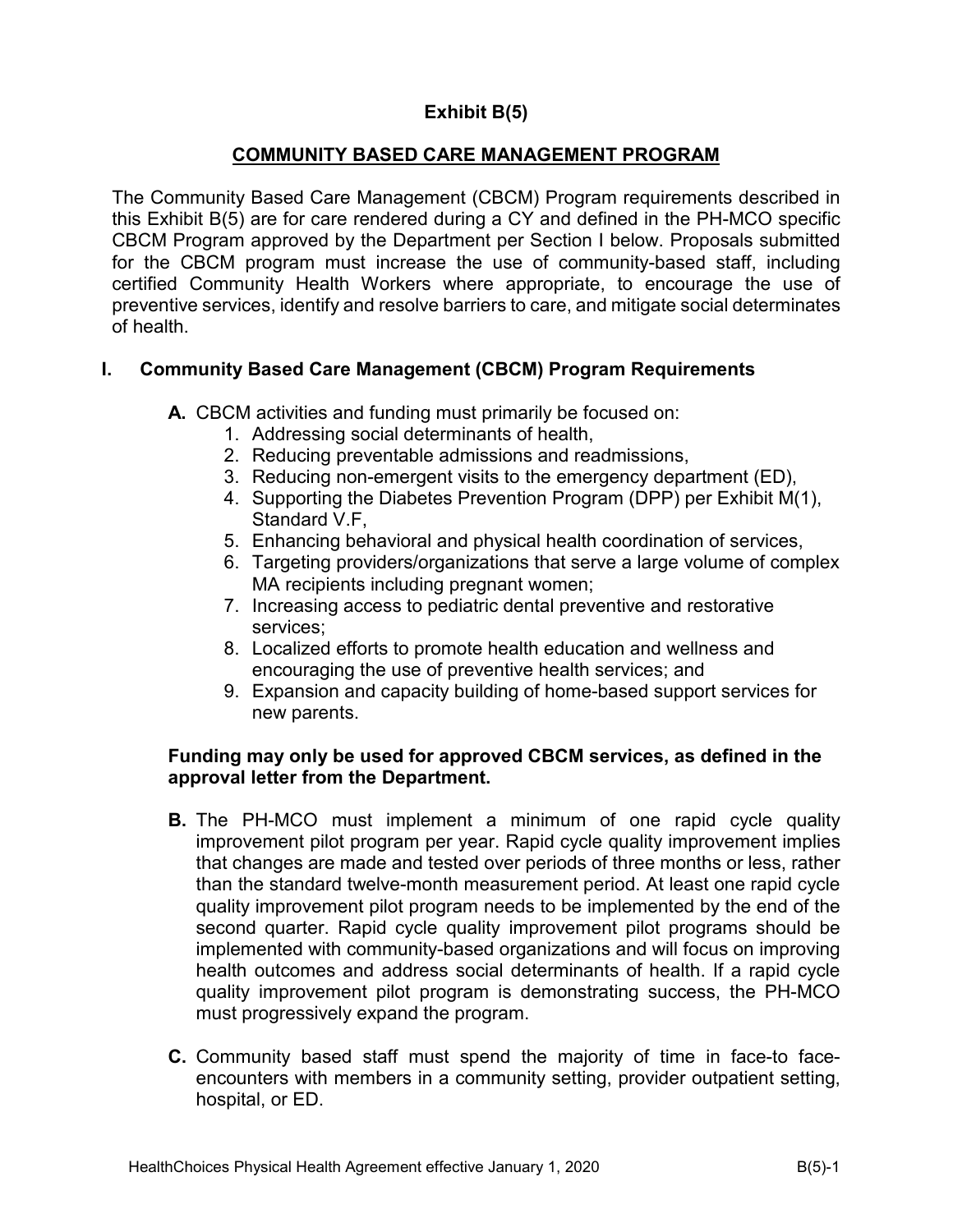# Exhibit B(5)

## COMMUNITY BASED CARE MANAGEMENT PROGRAM

The Community Based Care Management (CBCM) Program requirements described in this Exhibit B(5) are for care rendered during a CY and defined in the PH-MCO specific CBCM Program approved by the Department per Section I below. Proposals submitted for the CBCM program must increase the use of community-based staff, including certified Community Health Workers where appropriate, to encourage the use of preventive services, identify and resolve barriers to care, and mitigate social determinates of health.

### I. Community Based Care Management (CBCM) Program Requirements

**A.** CBCM activities and funding must primarily be focused on:

1. Addressing social determinants of health,
2. Reducing preventable admissions and readmissions,
3. Reducing non-emergent visits to the emergency department (ED),
4. Supporting the Diabetes Prevention Program (DPP) per Exhibit M(1), Standard V.F,
5. Enhancing behavioral and physical health coordination of services,
6. Targeting providers/organizations that serve a large volume of complex MA recipients including pregnant women;
7. Increasing access to pediatric dental preventive and restorative services;
8. Localized efforts to promote health education and wellness and encouraging the use of preventive health services; and
9. Expansion and capacity building of home-based support services for new parents.

**Funding may only be used for approved CBCM services, as defined in the approval letter from the Department.**

**B.** The PH-MCO must implement a minimum of one rapid cycle quality improvement pilot program per year. Rapid cycle quality improvement implies that changes are made and tested over periods of three months or less, rather than the standard twelve-month measurement period. At least one rapid cycle quality improvement pilot program needs to be implemented by the end of the second quarter. Rapid cycle quality improvement pilot programs should be implemented with community-based organizations and will focus on improving health outcomes and address social determinants of health. If a rapid cycle quality improvement pilot program is demonstrating success, the PH-MCO must progressively expand the program.

**C.** Community based staff must spend the majority of time in face-to face-encounters with members in a community setting, provider outpatient setting, hospital, or ED.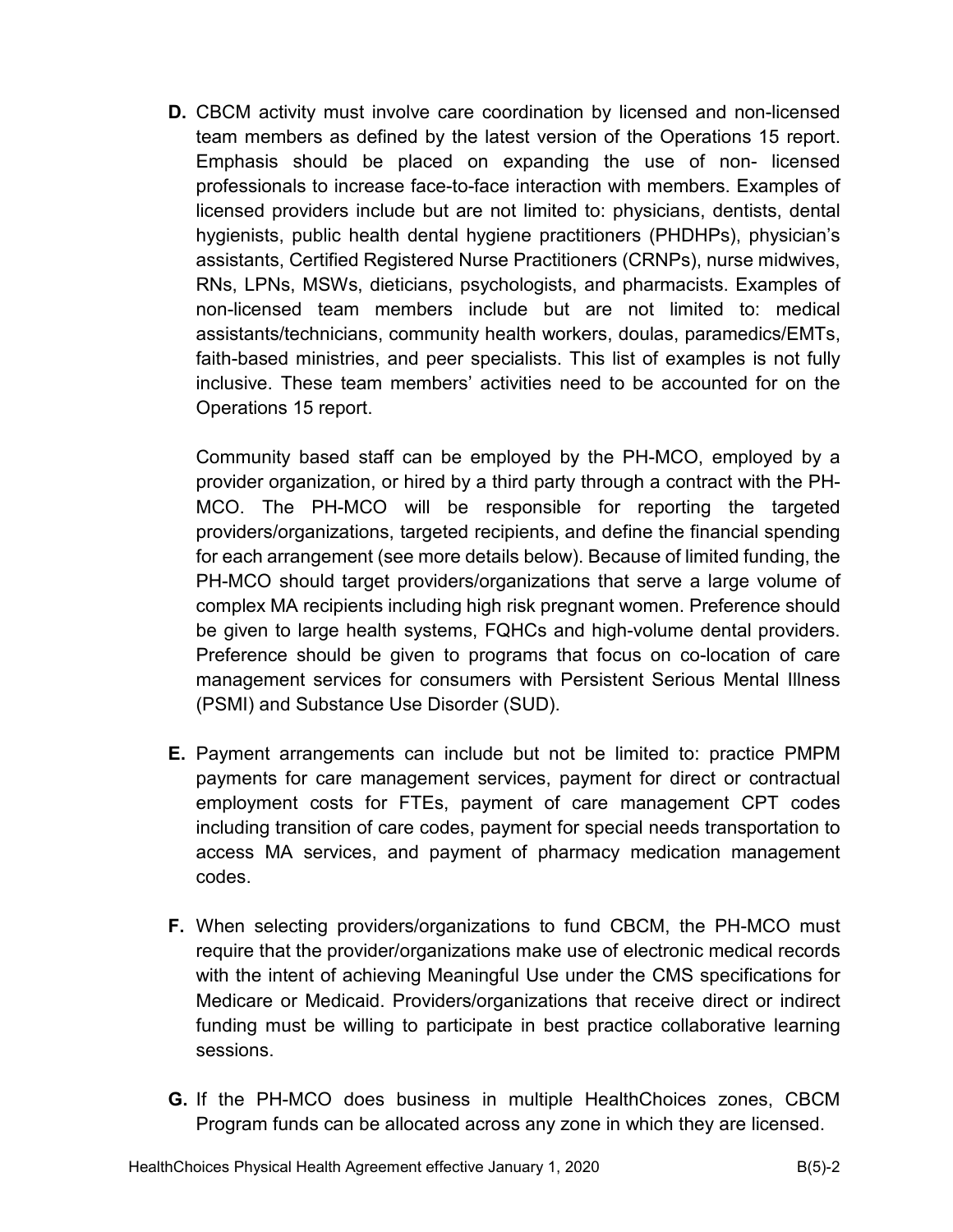**D.** CBCM activity must involve care coordination by licensed and non-licensed team members as defined by the latest version of the Operations 15 report. Emphasis should be placed on expanding the use of non- licensed professionals to increase face-to-face interaction with members. Examples of licensed providers include but are not limited to: physicians, dentists, dental hygienists, public health dental hygiene practitioners (PHDHPs), physician's assistants, Certified Registered Nurse Practitioners (CRNPs), nurse midwives, RNs, LPNs, MSWs, dieticians, psychologists, and pharmacists. Examples of non-licensed team members include but are not limited to: medical assistants/technicians, community health workers, doulas, paramedics/EMTs, faith-based ministries, and peer specialists. This list of examples is not fully inclusive. These team members' activities need to be accounted for on the Operations 15 report.

Community based staff can be employed by the PH-MCO, employed by a provider organization, or hired by a third party through a contract with the PH-MCO. The PH-MCO will be responsible for reporting the targeted providers/organizations, targeted recipients, and define the financial spending for each arrangement (see more details below). Because of limited funding, the PH-MCO should target providers/organizations that serve a large volume of complex MA recipients including high risk pregnant women. Preference should be given to large health systems, FQHCs and high-volume dental providers. Preference should be given to programs that focus on co-location of care management services for consumers with Persistent Serious Mental Illness (PSMI) and Substance Use Disorder (SUD).

**E.** Payment arrangements can include but not be limited to: practice PMPM payments for care management services, payment for direct or contractual employment costs for FTEs, payment of care management CPT codes including transition of care codes, payment for special needs transportation to access MA services, and payment of pharmacy medication management codes.

**F.** When selecting providers/organizations to fund CBCM, the PH-MCO must require that the provider/organizations make use of electronic medical records with the intent of achieving Meaningful Use under the CMS specifications for Medicare or Medicaid. Providers/organizations that receive direct or indirect funding must be willing to participate in best practice collaborative learning sessions.

**G.** If the PH-MCO does business in multiple HealthChoices zones, CBCM Program funds can be allocated across any zone in which they are licensed.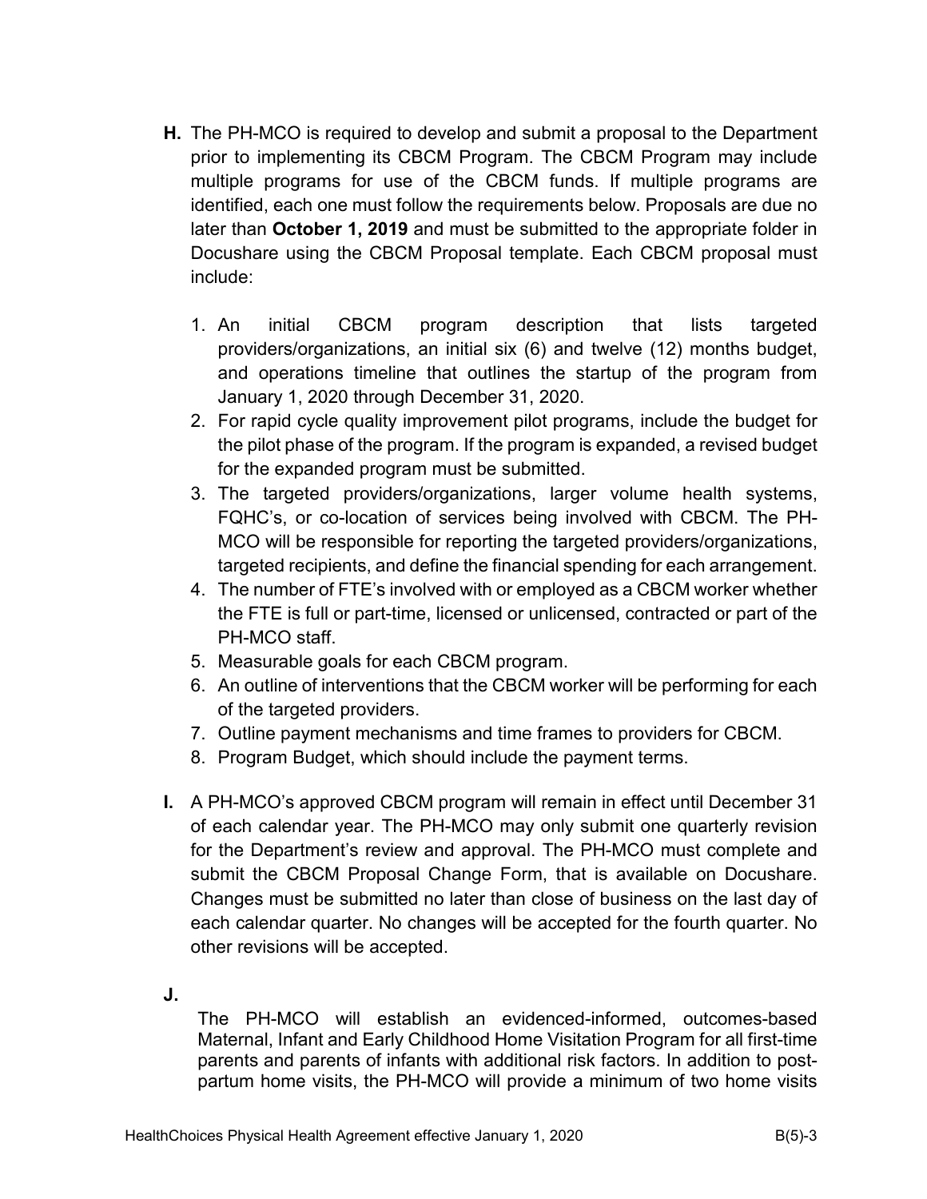**H.** The PH-MCO is required to develop and submit a proposal to the Department prior to implementing its CBCM Program. The CBCM Program may include multiple programs for use of the CBCM funds. If multiple programs are identified, each one must follow the requirements below. Proposals are due no later than **October 1, 2019** and must be submitted to the appropriate folder in Docushare using the CBCM Proposal template. Each CBCM proposal must include:

1. An initial CBCM program description that lists targeted providers/organizations, an initial six (6) and twelve (12) months budget, and operations timeline that outlines the startup of the program from January 1, 2020 through December 31, 2020.
2. For rapid cycle quality improvement pilot programs, include the budget for the pilot phase of the program. If the program is expanded, a revised budget for the expanded program must be submitted.
3. The targeted providers/organizations, larger volume health systems, FQHC's, or co-location of services being involved with CBCM. The PH-MCO will be responsible for reporting the targeted providers/organizations, targeted recipients, and define the financial spending for each arrangement.
4. The number of FTE's involved with or employed as a CBCM worker whether the FTE is full or part-time, licensed or unlicensed, contracted or part of the PH-MCO staff.
5. Measurable goals for each CBCM program.
6. An outline of interventions that the CBCM worker will be performing for each of the targeted providers.
7. Outline payment mechanisms and time frames to providers for CBCM.
8. Program Budget, which should include the payment terms.

**I.** A PH-MCO's approved CBCM program will remain in effect until December 31 of each calendar year. The PH-MCO may only submit one quarterly revision for the Department's review and approval. The PH-MCO must complete and submit the CBCM Proposal Change Form, that is available on Docushare. Changes must be submitted no later than close of business on the last day of each calendar quarter. No changes will be accepted for the fourth quarter. No other revisions will be accepted.

**J.**

The PH-MCO will establish an evidenced-informed, outcomes-based Maternal, Infant and Early Childhood Home Visitation Program for all first-time parents and parents of infants with additional risk factors. In addition to post-partum home visits, the PH-MCO will provide a minimum of two home visits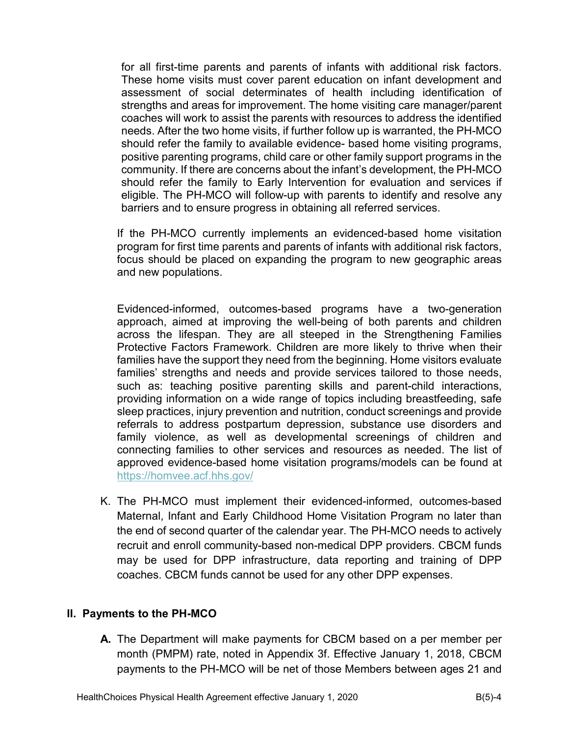for all first-time parents and parents of infants with additional risk factors. These home visits must cover parent education on infant development and assessment of social determinates of health including identification of strengths and areas for improvement. The home visiting care manager/parent coaches will work to assist the parents with resources to address the identified needs. After the two home visits, if further follow up is warranted, the PH-MCO should refer the family to available evidence- based home visiting programs, positive parenting programs, child care or other family support programs in the community. If there are concerns about the infant's development, the PH-MCO should refer the family to Early Intervention for evaluation and services if eligible. The PH-MCO will follow-up with parents to identify and resolve any barriers and to ensure progress in obtaining all referred services.

If the PH-MCO currently implements an evidenced-based home visitation program for first time parents and parents of infants with additional risk factors, focus should be placed on expanding the program to new geographic areas and new populations.

Evidenced-informed, outcomes-based programs have a two-generation approach, aimed at improving the well-being of both parents and children across the lifespan. They are all steeped in the Strengthening Families Protective Factors Framework. Children are more likely to thrive when their families have the support they need from the beginning. Home visitors evaluate families' strengths and needs and provide services tailored to those needs, such as: teaching positive parenting skills and parent-child interactions, providing information on a wide range of topics including breastfeeding, safe sleep practices, injury prevention and nutrition, conduct screenings and provide referrals to address postpartum depression, substance use disorders and family violence, as well as developmental screenings of children and connecting families to other services and resources as needed. The list of approved evidence-based home visitation programs/models can be found at https://homvee.acf.hhs.gov/

K. The PH-MCO must implement their evidenced-informed, outcomes-based Maternal, Infant and Early Childhood Home Visitation Program no later than the end of second quarter of the calendar year. The PH-MCO needs to actively recruit and enroll community-based non-medical DPP providers. CBCM funds may be used for DPP infrastructure, data reporting and training of DPP coaches. CBCM funds cannot be used for any other DPP expenses.

## II. Payments to the PH-MCO

**A.** The Department will make payments for CBCM based on a per member per month (PMPM) rate, noted in Appendix 3f. Effective January 1, 2018, CBCM payments to the PH-MCO will be net of those Members between ages 21 and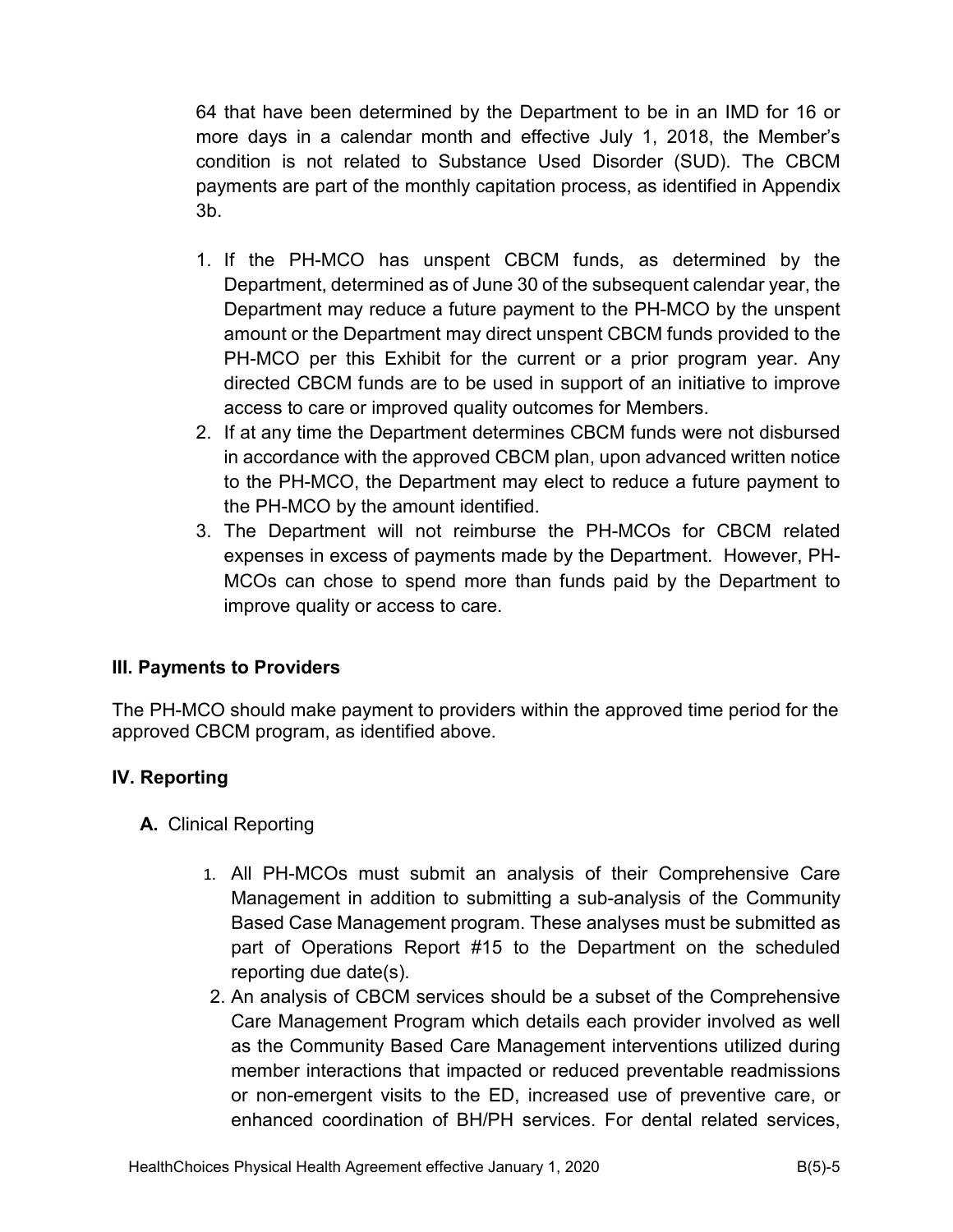64 that have been determined by the Department to be in an IMD for 16 or more days in a calendar month and effective July 1, 2018, the Member's condition is not related to Substance Used Disorder (SUD). The CBCM payments are part of the monthly capitation process, as identified in Appendix 3b.

1. If the PH-MCO has unspent CBCM funds, as determined by the Department, determined as of June 30 of the subsequent calendar year, the Department may reduce a future payment to the PH-MCO by the unspent amount or the Department may direct unspent CBCM funds provided to the PH-MCO per this Exhibit for the current or a prior program year. Any directed CBCM funds are to be used in support of an initiative to improve access to care or improved quality outcomes for Members.
2. If at any time the Department determines CBCM funds were not disbursed in accordance with the approved CBCM plan, upon advanced written notice to the PH-MCO, the Department may elect to reduce a future payment to the PH-MCO by the amount identified.
3. The Department will not reimburse the PH-MCOs for CBCM related expenses in excess of payments made by the Department. However, PH-MCOs can chose to spend more than funds paid by the Department to improve quality or access to care.

## III. Payments to Providers

The PH-MCO should make payment to providers within the approved time period for the approved CBCM program, as identified above.

## IV. Reporting

**A.** Clinical Reporting

1. All PH-MCOs must submit an analysis of their Comprehensive Care Management in addition to submitting a sub-analysis of the Community Based Case Management program. These analyses must be submitted as part of Operations Report #15 to the Department on the scheduled reporting due date(s).
2. An analysis of CBCM services should be a subset of the Comprehensive Care Management Program which details each provider involved as well as the Community Based Care Management interventions utilized during member interactions that impacted or reduced preventable readmissions or non-emergent visits to the ED, increased use of preventive care, or enhanced coordination of BH/PH services. For dental related services,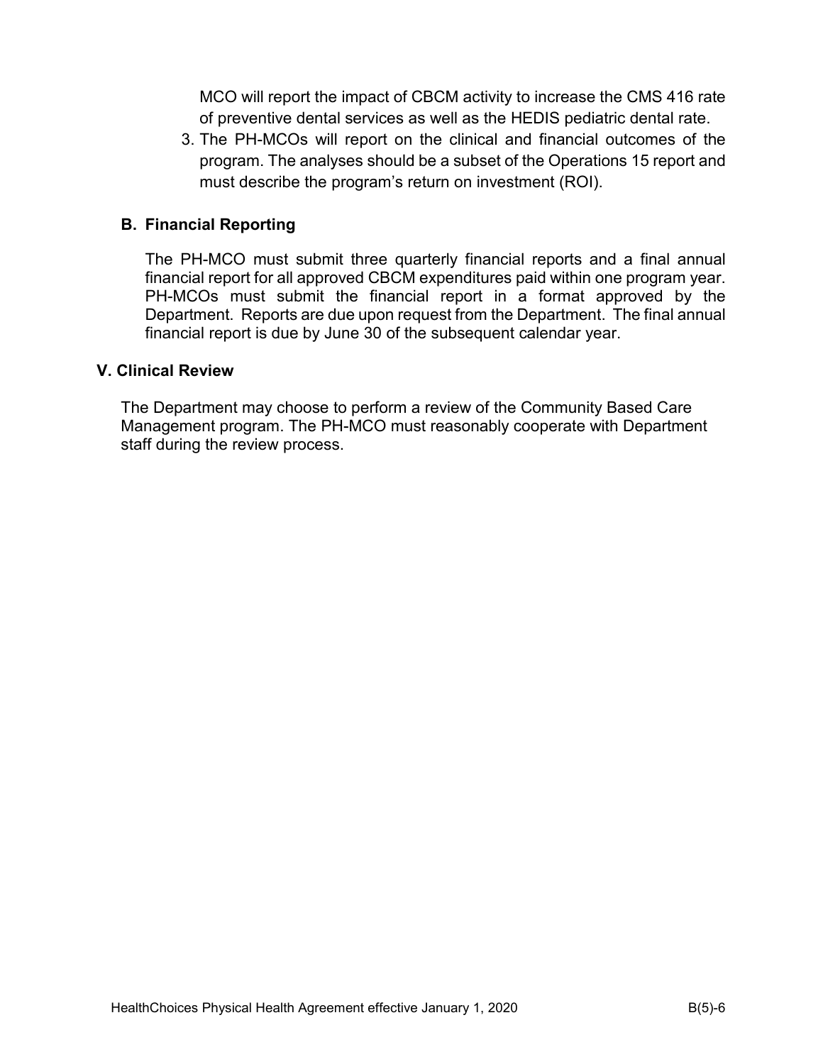MCO will report the impact of CBCM activity to increase the CMS 416 rate of preventive dental services as well as the HEDIS pediatric dental rate.

3. The PH-MCOs will report on the clinical and financial outcomes of the program. The analyses should be a subset of the Operations 15 report and must describe the program's return on investment (ROI).

### B. Financial Reporting

The PH-MCO must submit three quarterly financial reports and a final annual financial report for all approved CBCM expenditures paid within one program year. PH-MCOs must submit the financial report in a format approved by the Department. Reports are due upon request from the Department. The final annual financial report is due by June 30 of the subsequent calendar year.

## V. Clinical Review

The Department may choose to perform a review of the Community Based Care Management program. The PH-MCO must reasonably cooperate with Department staff during the review process.